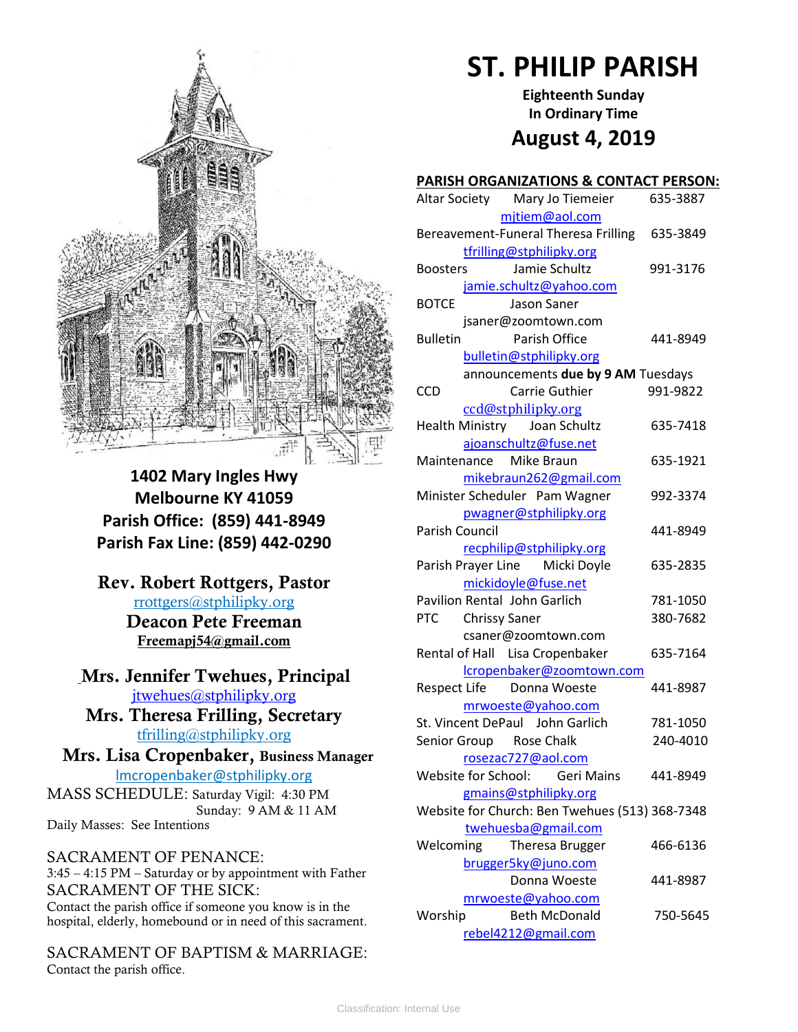# ST. PHILIP PARISH

**Eighteenth Sunday In Ordinary Time**

## August 4, 2019

**1402 Mary Ingles Hwy**
**Melbourne KY 41059**
**Parish Office: (859) 441-8949**
**Parish Fax Line: (859) 442-0290**

**Rev. Robert Rottgers, Pastor**
rrottgers@stphilipky.org
**Deacon Pete Freeman**
**Freemapj54@gmail.com**

**Mrs. Jennifer Twehues, Principal**
jtwehues@stphilipky.org
**Mrs. Theresa Frilling, Secretary**
tfrilling@stphilipky.org
**Mrs. Lisa Cropenbaker, Business Manager**
lmcropenbaker@stphilipky.org

MASS SCHEDULE: Saturday Vigil: 4:30 PM
Sunday: 9 AM & 11 AM
Daily Masses: See Intentions

SACRAMENT OF PENANCE:
3:45 – 4:15 PM – Saturday or by appointment with Father

SACRAMENT OF THE SICK:
Contact the parish office if someone you know is in the hospital, elderly, homebound or in need of this sacrament.

SACRAMENT OF BAPTISM & MARRIAGE:
Contact the parish office.

**PARISH ORGANIZATIONS & CONTACT PERSON:**

| Organization | Contact | Phone |
| --- | --- | --- |
| Altar Society | Mary Jo Tiemeier (mjtiem@aol.com) | 635-3887 |
| Bereavement-Funeral | Theresa Frilling (tfrilling@stphilipky.org) | 635-3849 |
| Boosters | Jamie Schultz (jamie.schultz@yahoo.com) | 991-3176 |
| BOTCE | Jason Saner (jsaner@zoomtown.com) | |
| Bulletin | Parish Office (bulletin@stphilipky.org) — announcements **due by 9 AM** Tuesdays | 441-8949 |
| CCD | Carrie Guthier (ccd@stphilipky.org) | 991-9822 |
| Health Ministry | Joan Schultz (ajoanschultz@fuse.net) | 635-7418 |
| Maintenance | Mike Braun (mikebraun262@gmail.com) | 635-1921 |
| Minister Scheduler | Pam Wagner (pwagner@stphilipky.org) | 992-3374 |
| Parish Council | (recphilip@stphilipky.org) | 441-8949 |
| Parish Prayer Line | Micki Doyle (mickidoyle@fuse.net) | 635-2835 |
| Pavilion Rental | John Garlich | 781-1050 |
| PTC | Chrissy Saner (csaner@zoomtown.com) | 380-7682 |
| Rental of Hall | Lisa Cropenbaker (lcropenbaker@zoomtown.com) | 635-7164 |
| Respect Life | Donna Woeste (mrwoeste@yahoo.com) | 441-8987 |
| St. Vincent DePaul | John Garlich | 781-1050 |
| Senior Group | Rose Chalk (rosezac727@aol.com) | 240-4010 |
| Website for School: | Geri Mains (gmains@stphilipky.org) | 441-8949 |
| Website for Church: | Ben Twehues (twehuesba@gmail.com) | (513) 368-7348 |
| Welcoming | Theresa Brugger (brugger5ky@juno.com) | 466-6136 |
| | Donna Woeste (mrwoeste@yahoo.com) | 441-8987 |
| Worship | Beth McDonald (rebel4212@gmail.com) | 750-5645 |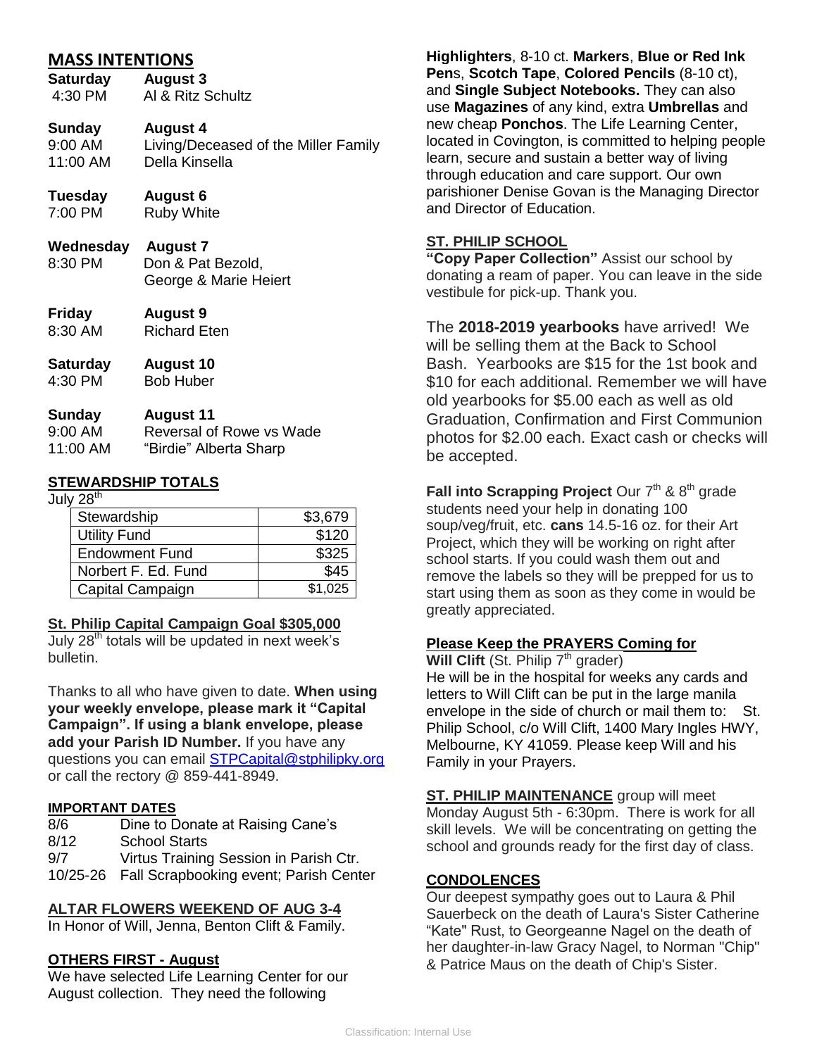## MASS INTENTIONS

**Saturday** **August 3**
4:30 PM Al & Ritz Schultz

**Sunday** **August 4**
9:00 AM Living/Deceased of the Miller Family
11:00 AM Della Kinsella

**Tuesday** **August 6**
7:00 PM Ruby White

**Wednesday** **August 7**
8:30 PM Don & Pat Bezold, George & Marie Heiert

**Friday** **August 9**
8:30 AM Richard Eten

**Saturday** **August 10**
4:30 PM Bob Huber

**Sunday** **August 11**
9:00 AM Reversal of Rowe vs Wade
11:00 AM "Birdie" Alberta Sharp

## STEWARDSHIP TOTALS

July 28th

| | |
|---|---|
| Stewardship | $3,679 |
| Utility Fund | $120 |
| Endowment Fund | $325 |
| Norbert F. Ed. Fund | $45 |
| Capital Campaign | $1,025 |

## St. Philip Capital Campaign Goal $305,000

July 28th totals will be updated in next week's bulletin.

Thanks to all who have given to date. **When using your weekly envelope, please mark it "Capital Campaign". If using a blank envelope, please add your Parish ID Number.** If you have any questions you can email STPCapital@stphilipky.org or call the rectory @ 859-441-8949.

## IMPORTANT DATES

| | |
|---|---|
| 8/6 | Dine to Donate at Raising Cane's |
| 8/12 | School Starts |
| 9/7 | Virtus Training Session in Parish Ctr. |
| 10/25-26 | Fall Scrapbooking event; Parish Center |

## ALTAR FLOWERS WEEKEND OF AUG 3-4

In Honor of Will, Jenna, Benton Clift & Family.

## OTHERS FIRST - August

We have selected Life Learning Center for our August collection. They need the following **Highlighters**, 8-10 ct. **Markers**, **Blue or Red Ink Pen**s, **Scotch Tape**, **Colored Pencils** (8-10 ct), and **Single Subject Notebooks.** They can also use **Magazines** of any kind, extra **Umbrellas** and new cheap **Ponchos**. The Life Learning Center, located in Covington, is committed to helping people learn, secure and sustain a better way of living through education and care support. Our own parishioner Denise Govan is the Managing Director and Director of Education.

## ST. PHILIP SCHOOL

**"Copy Paper Collection"** Assist our school by donating a ream of paper. You can leave in the side vestibule for pick-up. Thank you.

The **2018-2019 yearbooks** have arrived! We will be selling them at the Back to School Bash. Yearbooks are $15 for the 1st book and $10 for each additional. Remember we will have old yearbooks for $5.00 each as well as old Graduation, Confirmation and First Communion photos for $2.00 each. Exact cash or checks will be accepted.

**Fall into Scrapping Project** Our 7th & 8th grade students need your help in donating 100 soup/veg/fruit, etc. **cans** 14.5-16 oz. for their Art Project, which they will be working on right after school starts. If you could wash them out and remove the labels so they will be prepped for us to start using them as soon as they come in would be greatly appreciated.

## Please Keep the PRAYERS Coming for

**Will Clift** (St. Philip 7th grader)
He will be in the hospital for weeks any cards and letters to Will Clift can be put in the large manila envelope in the side of church or mail them to: St. Philip School, c/o Will Clift, 1400 Mary Ingles HWY, Melbourne, KY 41059. Please keep Will and his Family in your Prayers.

**ST. PHILIP MAINTENANCE** group will meet Monday August 5th - 6:30pm. There is work for all skill levels. We will be concentrating on getting the school and grounds ready for the first day of class.

## CONDOLENCES

Our deepest sympathy goes out to Laura & Phil Sauerbeck on the death of Laura's Sister Catherine "Kate" Rust, to Georgeanne Nagel on the death of her daughter-in-law Gracy Nagel, to Norman "Chip" & Patrice Maus on the death of Chip's Sister.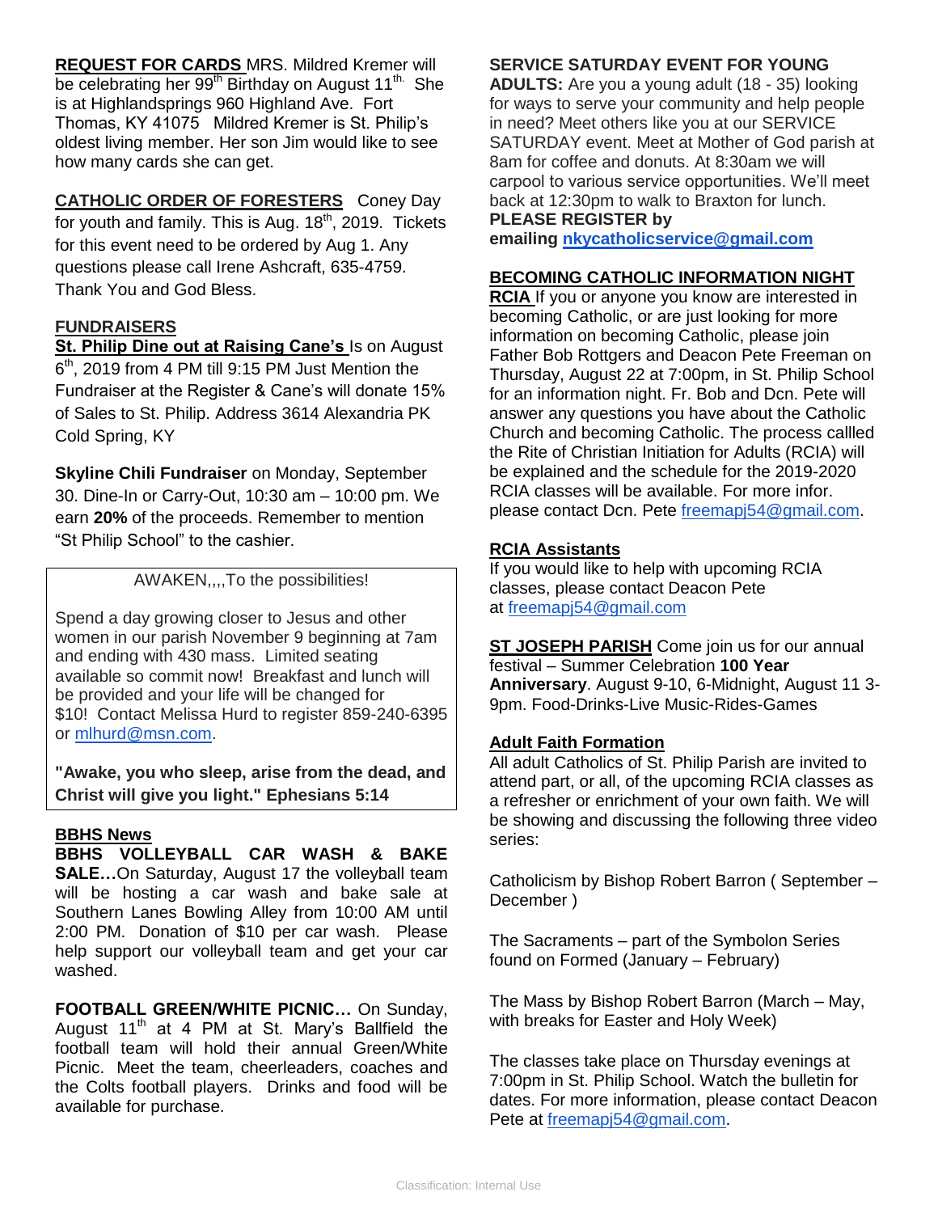**REQUEST FOR CARDS** MRS. Mildred Kremer will be celebrating her 99th Birthday on August 11th. She is at Highlandsprings 960 Highland Ave. Fort Thomas, KY 41075 Mildred Kremer is St. Philip's oldest living member. Her son Jim would like to see how many cards she can get.

**CATHOLIC ORDER OF FORESTERS** Coney Day for youth and family. This is Aug. 18th, 2019. Tickets for this event need to be ordered by Aug 1. Any questions please call Irene Ashcraft, 635-4759. Thank You and God Bless.

**FUNDRAISERS**

**St. Philip Dine out at Raising Cane's** Is on August 6th, 2019 from 4 PM till 9:15 PM Just Mention the Fundraiser at the Register & Cane's will donate 15% of Sales to St. Philip. Address 3614 Alexandria PK Cold Spring, KY

**Skyline Chili Fundraiser** on Monday, September 30. Dine-In or Carry-Out, 10:30 am – 10:00 pm. We earn **20%** of the proceeds. Remember to mention "St Philip School" to the cashier.

AWAKEN,,,,To the possibilities!

Spend a day growing closer to Jesus and other women in our parish November 9 beginning at 7am and ending with 430 mass. Limited seating available so commit now! Breakfast and lunch will be provided and your life will be changed for $10! Contact Melissa Hurd to register 859-240-6395 or mlhurd@msn.com.

**"Awake, you who sleep, arise from the dead, and Christ will give you light." Ephesians 5:14**

**BBHS News**

**BBHS VOLLEYBALL CAR WASH & BAKE SALE…**On Saturday, August 17 the volleyball team will be hosting a car wash and bake sale at Southern Lanes Bowling Alley from 10:00 AM until 2:00 PM. Donation of $10 per car wash. Please help support our volleyball team and get your car washed.

**FOOTBALL GREEN/WHITE PICNIC…** On Sunday, August 11th at 4 PM at St. Mary's Ballfield the football team will hold their annual Green/White Picnic. Meet the team, cheerleaders, coaches and the Colts football players. Drinks and food will be available for purchase.

**SERVICE SATURDAY EVENT FOR YOUNG ADULTS:** Are you a young adult (18 - 35) looking for ways to serve your community and help people in need? Meet others like you at our SERVICE SATURDAY event. Meet at Mother of God parish at 8am for coffee and donuts. At 8:30am we will carpool to various service opportunities. We'll meet back at 12:30pm to walk to Braxton for lunch. **PLEASE REGISTER by emailing nkycatholicservice@gmail.com**

**BECOMING CATHOLIC INFORMATION NIGHT**

**RCIA** If you or anyone you know are interested in becoming Catholic, or are just looking for more information on becoming Catholic, please join Father Bob Rottgers and Deacon Pete Freeman on Thursday, August 22 at 7:00pm, in St. Philip School for an information night. Fr. Bob and Dcn. Pete will answer any questions you have about the Catholic Church and becoming Catholic. The process callled the Rite of Christian Initiation for Adults (RCIA) will be explained and the schedule for the 2019-2020 RCIA classes will be available. For more infor. please contact Dcn. Pete freemapj54@gmail.com.

**RCIA Assistants**

If you would like to help with upcoming RCIA classes, please contact Deacon Pete at freemapj54@gmail.com

**ST JOSEPH PARISH** Come join us for our annual festival – Summer Celebration **100 Year Anniversary**. August 9-10, 6-Midnight, August 11 3-9pm. Food-Drinks-Live Music-Rides-Games

**Adult Faith Formation**

All adult Catholics of St. Philip Parish are invited to attend part, or all, of the upcoming RCIA classes as a refresher or enrichment of your own faith. We will be showing and discussing the following three video series:

Catholicism by Bishop Robert Barron ( September – December )

The Sacraments – part of the Symbolon Series found on Formed (January – February)

The Mass by Bishop Robert Barron (March – May, with breaks for Easter and Holy Week)

The classes take place on Thursday evenings at 7:00pm in St. Philip School. Watch the bulletin for dates. For more information, please contact Deacon Pete at freemapj54@gmail.com.